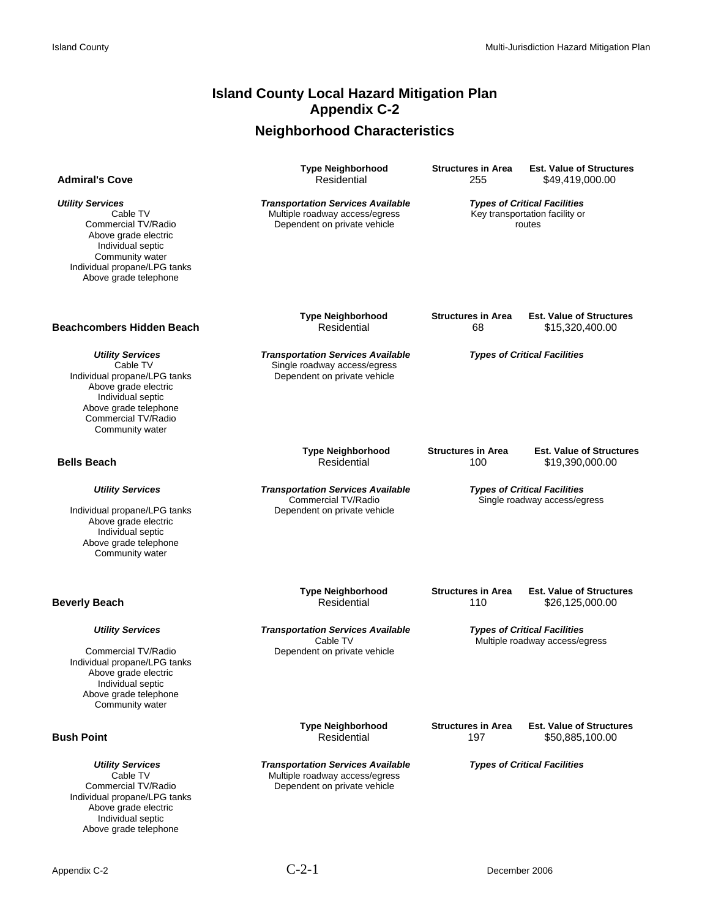# Island County Local Hazard Mitigation Plan
# Appendix C-2
## Neighborhood Characteristics

### Admiral's Cove

| Type Neighborhood | Structures in Area | Est. Value of Structures |
|---|---|---|
| Residential | 255 | $49,419,000.00 |

***Utility Services***
Cable TV
Commercial TV/Radio
Above grade electric
Individual septic
Community water
Individual propane/LPG tanks
Above grade telephone

***Transportation Services Available***
Multiple roadway access/egress
Dependent on private vehicle

***Types of Critical Facilities***
Key transportation facility or routes

### Beachcombers Hidden Beach

| Type Neighborhood | Structures in Area | Est. Value of Structures |
|---|---|---|
| Residential | 68 | $15,320,400.00 |

***Utility Services***
Cable TV
Individual propane/LPG tanks
Above grade electric
Individual septic
Above grade telephone
Commercial TV/Radio
Community water

***Transportation Services Available***
Single roadway access/egress
Dependent on private vehicle

***Types of Critical Facilities***

### Bells Beach

| Type Neighborhood | Structures in Area | Est. Value of Structures |
|---|---|---|
| Residential | 100 | $19,390,000.00 |

***Utility Services***
Individual propane/LPG tanks
Above grade electric
Individual septic
Above grade telephone
Community water

***Transportation Services Available***
Commercial TV/Radio
Dependent on private vehicle

***Types of Critical Facilities***
Single roadway access/egress

### Beverly Beach

| Type Neighborhood | Structures in Area | Est. Value of Structures |
|---|---|---|
| Residential | 110 | $26,125,000.00 |

***Utility Services***
Commercial TV/Radio
Individual propane/LPG tanks
Above grade electric
Individual septic
Above grade telephone
Community water

***Transportation Services Available***
Cable TV
Dependent on private vehicle

***Types of Critical Facilities***
Multiple roadway access/egress

### Bush Point

| Type Neighborhood | Structures in Area | Est. Value of Structures |
|---|---|---|
| Residential | 197 | $50,885,100.00 |

***Utility Services***
Cable TV
Commercial TV/Radio
Individual propane/LPG tanks
Above grade electric
Individual septic
Above grade telephone

***Transportation Services Available***
Multiple roadway access/egress
Dependent on private vehicle

***Types of Critical Facilities***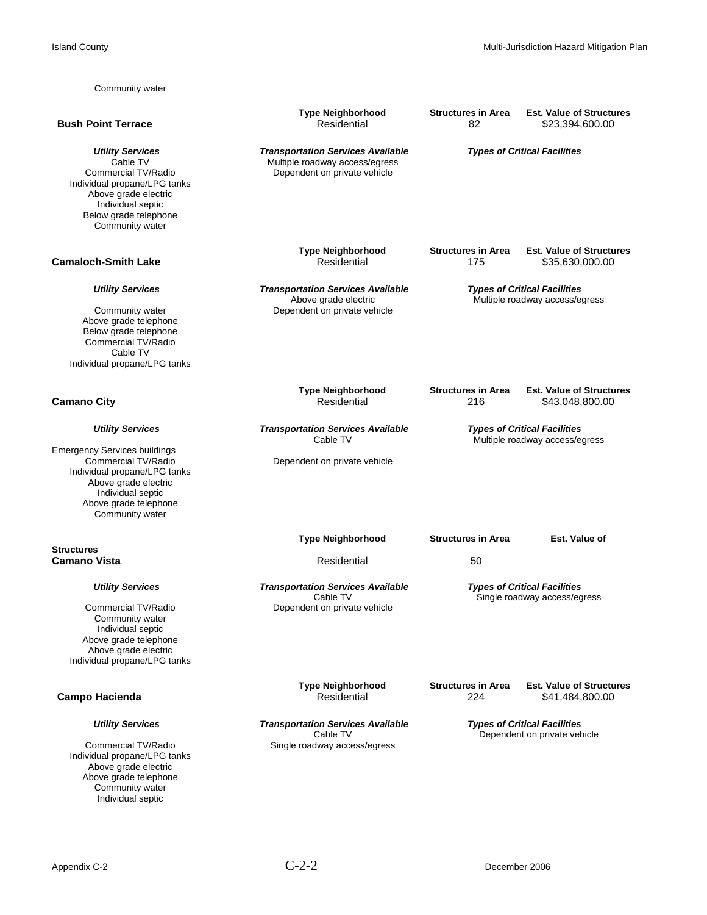Community water

**Bush Point Terrace**

| Type Neighborhood | Structures in Area | Est. Value of Structures |
| --- | --- | --- |
| Residential | 82 | $23,394,600.00 |

| *Utility Services* | *Transportation Services Available* | *Types of Critical Facilities* |
| --- | --- | --- |
| Cable TV | Multiple roadway access/egress | |
| Commercial TV/Radio | Dependent on private vehicle | |
| Individual propane/LPG tanks | | |
| Above grade electric | | |
| Individual septic | | |
| Below grade telephone | | |
| Community water | | |

**Camaloch-Smith Lake**

| Type Neighborhood | Structures in Area | Est. Value of Structures |
| --- | --- | --- |
| Residential | 175 | $35,630,000.00 |

| *Utility Services* | *Transportation Services Available* | *Types of Critical Facilities* |
| --- | --- | --- |
| | Above grade electric | Multiple roadway access/egress |
| Community water | Dependent on private vehicle | |
| Above grade telephone | | |
| Below grade telephone | | |
| Commercial TV/Radio | | |
| Cable TV | | |
| Individual propane/LPG tanks | | |

**Camano City**

| Type Neighborhood | Structures in Area | Est. Value of Structures |
| --- | --- | --- |
| Residential | 216 | $43,048,800.00 |

| *Utility Services* | *Transportation Services Available* | *Types of Critical Facilities* |
| --- | --- | --- |
| | Cable TV | Multiple roadway access/egress |
| Emergency Services buildings | | |
| Commercial TV/Radio | Dependent on private vehicle | |
| Individual propane/LPG tanks | | |
| Above grade electric | | |
| Individual septic | | |
| Above grade telephone | | |
| Community water | | |

**Structures**
**Camano Vista**

| Type Neighborhood | Structures in Area | Est. Value of |
| --- | --- | --- |
| Residential | 50 | |

| *Utility Services* | *Transportation Services Available* | *Types of Critical Facilities* |
| --- | --- | --- |
| | Cable TV | Single roadway access/egress |
| Commercial TV/Radio | Dependent on private vehicle | |
| Community water | | |
| Individual septic | | |
| Above grade telephone | | |
| Above grade electric | | |
| Individual propane/LPG tanks | | |

**Campo Hacienda**

| Type Neighborhood | Structures in Area | Est. Value of Structures |
| --- | --- | --- |
| Residential | 224 | $41,484,800.00 |

| *Utility Services* | *Transportation Services Available* | *Types of Critical Facilities* |
| --- | --- | --- |
| | Cable TV | Dependent on private vehicle |
| Commercial TV/Radio | Single roadway access/egress | |
| Individual propane/LPG tanks | | |
| Above grade electric | | |
| Above grade telephone | | |
| Community water | | |
| Individual septic | | |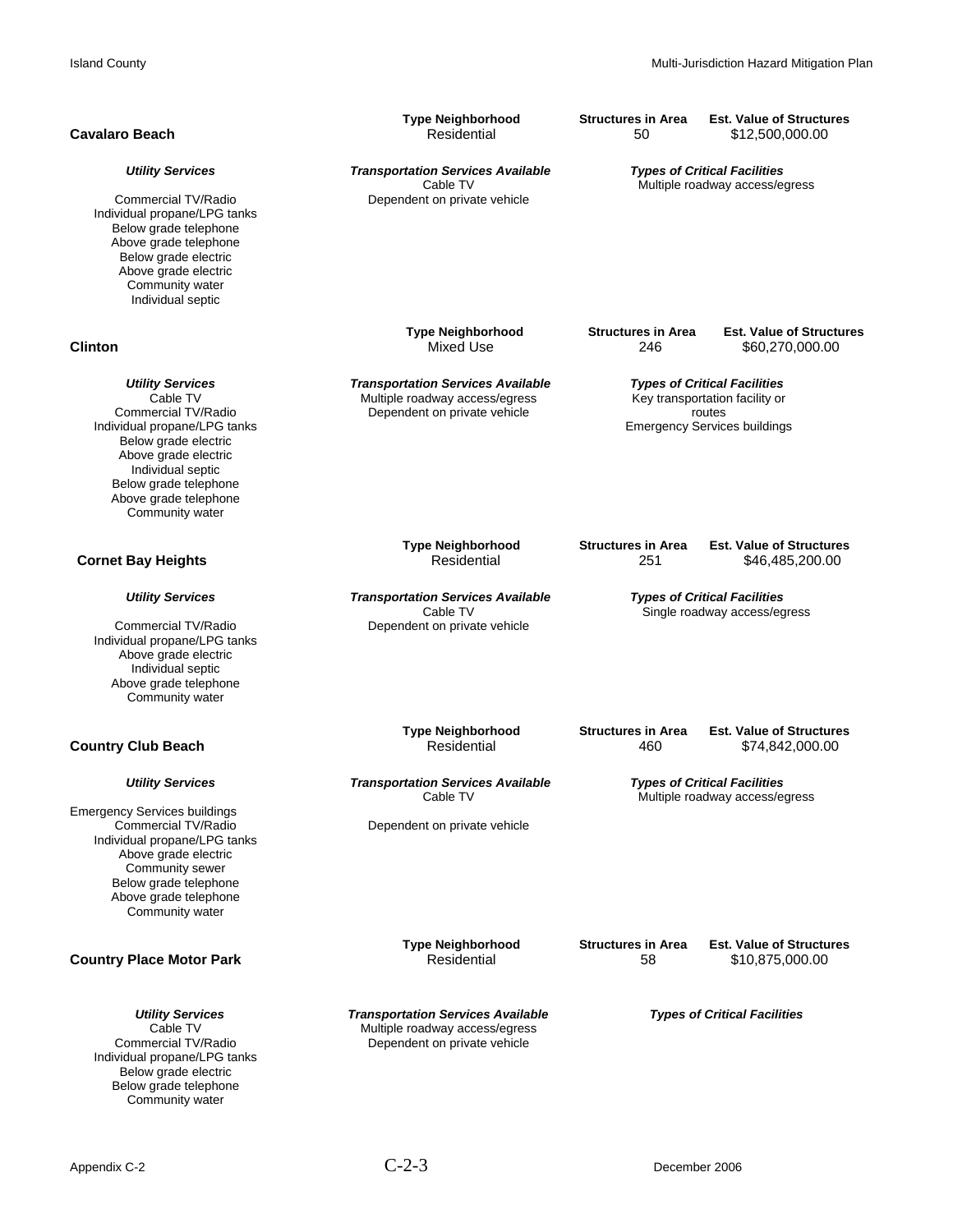**Cavalaro Beach**

| Type Neighborhood | Structures in Area | Est. Value of Structures |
|---|---|---|
| Residential | 50 | $12,500,000.00 |

| *Utility Services* | *Transportation Services Available* | *Types of Critical Facilities* |
|---|---|---|
| Commercial TV/Radio<br>Individual propane/LPG tanks<br>Below grade telephone<br>Above grade telephone<br>Below grade electric<br>Above grade electric<br>Community water<br>Individual septic | Cable TV<br>Dependent on private vehicle | Multiple roadway access/egress |

**Clinton**

| Type Neighborhood | Structures in Area | Est. Value of Structures |
|---|---|---|
| Mixed Use | 246 | $60,270,000.00 |

| *Utility Services* | *Transportation Services Available* | *Types of Critical Facilities* |
|---|---|---|
| Cable TV<br>Commercial TV/Radio<br>Individual propane/LPG tanks<br>Below grade electric<br>Above grade electric<br>Individual septic<br>Below grade telephone<br>Above grade telephone<br>Community water | Multiple roadway access/egress<br>Dependent on private vehicle | Key transportation facility or routes<br>Emergency Services buildings |

**Cornet Bay Heights**

| Type Neighborhood | Structures in Area | Est. Value of Structures |
|---|---|---|
| Residential | 251 | $46,485,200.00 |

| *Utility Services* | *Transportation Services Available* | *Types of Critical Facilities* |
|---|---|---|
| Commercial TV/Radio<br>Individual propane/LPG tanks<br>Above grade electric<br>Individual septic<br>Above grade telephone<br>Community water | Cable TV<br>Dependent on private vehicle | Single roadway access/egress |

**Country Club Beach**

| Type Neighborhood | Structures in Area | Est. Value of Structures |
|---|---|---|
| Residential | 460 | $74,842,000.00 |

| *Utility Services* | *Transportation Services Available* | *Types of Critical Facilities* |
|---|---|---|
| Emergency Services buildings<br>Commercial TV/Radio<br>Individual propane/LPG tanks<br>Above grade electric<br>Community sewer<br>Below grade telephone<br>Above grade telephone<br>Community water | Cable TV<br>Dependent on private vehicle | Multiple roadway access/egress |

**Country Place Motor Park**

| Type Neighborhood | Structures in Area | Est. Value of Structures |
|---|---|---|
| Residential | 58 | $10,875,000.00 |

| *Utility Services* | *Transportation Services Available* | *Types of Critical Facilities* |
|---|---|---|
| Cable TV<br>Commercial TV/Radio<br>Individual propane/LPG tanks<br>Below grade electric<br>Below grade telephone<br>Community water | Multiple roadway access/egress<br>Dependent on private vehicle | |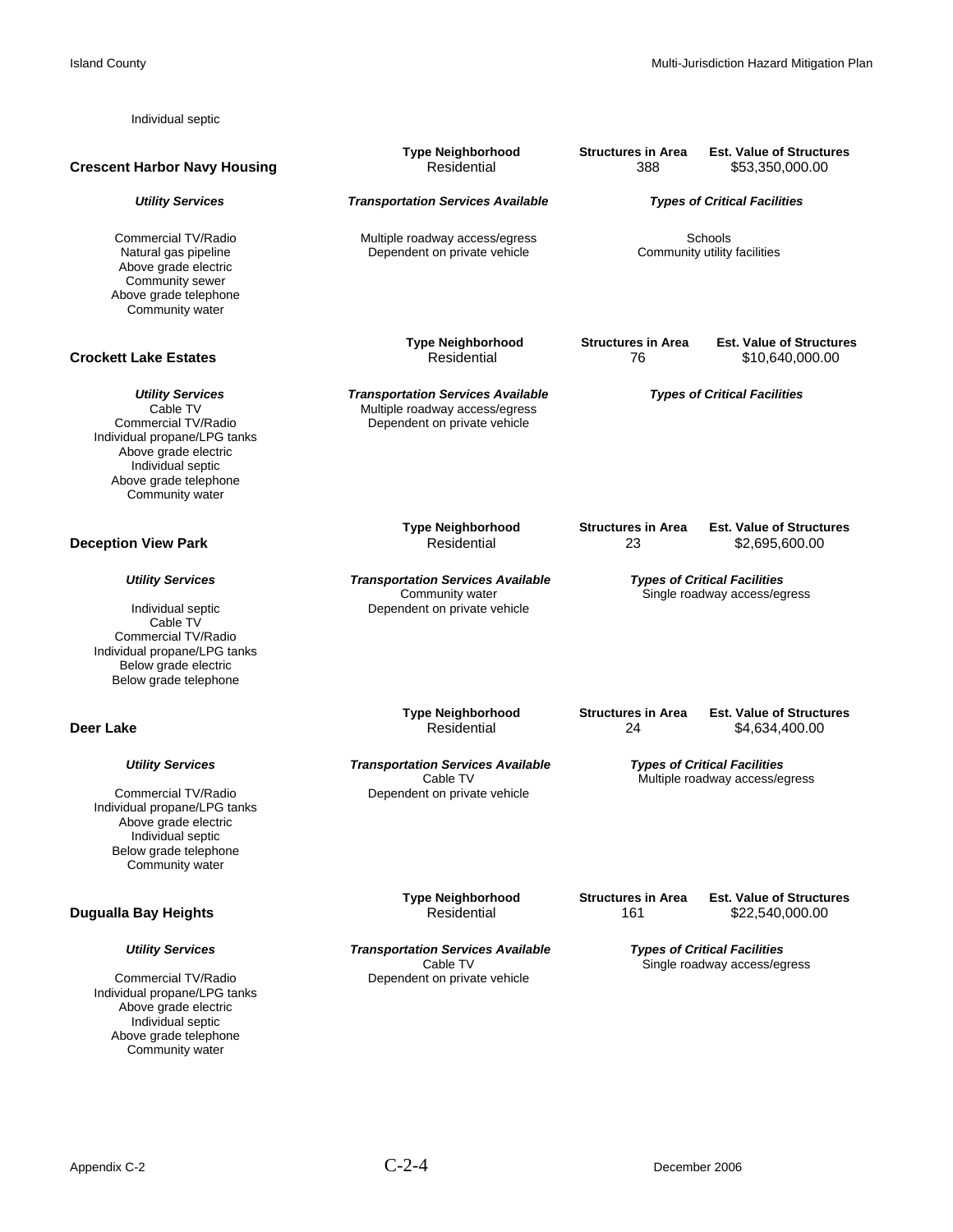Individual septic

**Crescent Harbor Navy Housing**

| Type Neighborhood | Structures in Area | Est. Value of Structures |
|---|---|---|
| Residential | 388 | $53,350,000.00 |

| *Utility Services* | *Transportation Services Available* | *Types of Critical Facilities* |
|---|---|---|
| Commercial TV/Radio<br>Natural gas pipeline<br>Above grade electric<br>Community sewer<br>Above grade telephone<br>Community water | Multiple roadway access/egress<br>Dependent on private vehicle | Schools<br>Community utility facilities |

**Crockett Lake Estates**

| Type Neighborhood | Structures in Area | Est. Value of Structures |
|---|---|---|
| Residential | 76 | $10,640,000.00 |

| *Utility Services* | *Transportation Services Available* | *Types of Critical Facilities* |
|---|---|---|
| Cable TV<br>Commercial TV/Radio<br>Individual propane/LPG tanks<br>Above grade electric<br>Individual septic<br>Above grade telephone<br>Community water | Multiple roadway access/egress<br>Dependent on private vehicle | |

**Deception View Park**

| Type Neighborhood | Structures in Area | Est. Value of Structures |
|---|---|---|
| Residential | 23 | $2,695,600.00 |

| *Utility Services* | *Transportation Services Available* | *Types of Critical Facilities* |
|---|---|---|
| Individual septic<br>Cable TV<br>Commercial TV/Radio<br>Individual propane/LPG tanks<br>Below grade electric<br>Below grade telephone | Community water<br>Dependent on private vehicle | Single roadway access/egress |

**Deer Lake**

| Type Neighborhood | Structures in Area | Est. Value of Structures |
|---|---|---|
| Residential | 24 | $4,634,400.00 |

| *Utility Services* | *Transportation Services Available* | *Types of Critical Facilities* |
|---|---|---|
| Commercial TV/Radio<br>Individual propane/LPG tanks<br>Above grade electric<br>Individual septic<br>Below grade telephone<br>Community water | Cable TV<br>Dependent on private vehicle | Multiple roadway access/egress |

**Dugualla Bay Heights**

| Type Neighborhood | Structures in Area | Est. Value of Structures |
|---|---|---|
| Residential | 161 | $22,540,000.00 |

| *Utility Services* | *Transportation Services Available* | *Types of Critical Facilities* |
|---|---|---|
| Commercial TV/Radio<br>Individual propane/LPG tanks<br>Above grade electric<br>Individual septic<br>Above grade telephone<br>Community water | Cable TV<br>Dependent on private vehicle | Single roadway access/egress |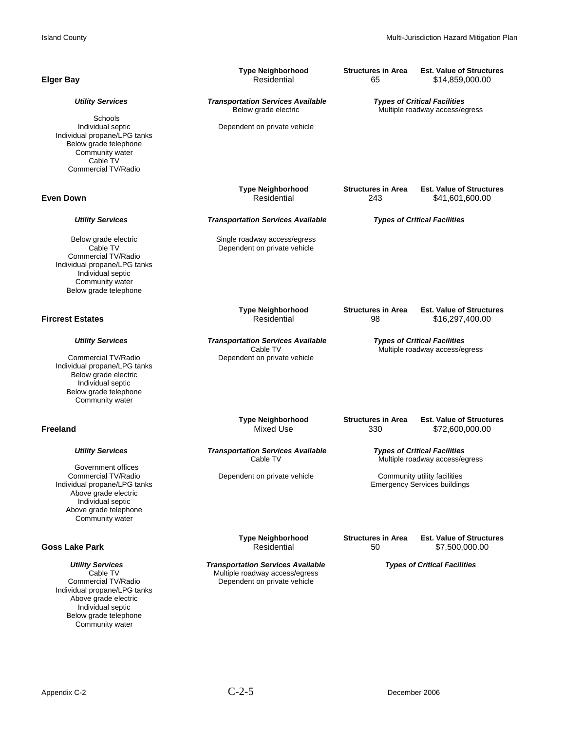**Elger Bay**

| Type Neighborhood | Structures in Area | Est. Value of Structures |
|---|---|---|
| Residential | 65 | $14,859,000.00 |

| *Utility Services* | *Transportation Services Available* | *Types of Critical Facilities* |
|---|---|---|
| Schools | Below grade electric | Multiple roadway access/egress |
| Individual septic | Dependent on private vehicle | |
| Individual propane/LPG tanks | | |
| Below grade telephone | | |
| Community water | | |
| Cable TV | | |
| Commercial TV/Radio | | |

**Even Down**

| Type Neighborhood | Structures in Area | Est. Value of Structures |
|---|---|---|
| Residential | 243 | $41,601,600.00 |

| *Utility Services* | *Transportation Services Available* | *Types of Critical Facilities* |
|---|---|---|
| Below grade electric | Single roadway access/egress | |
| Cable TV | Dependent on private vehicle | |
| Commercial TV/Radio | | |
| Individual propane/LPG tanks | | |
| Individual septic | | |
| Community water | | |
| Below grade telephone | | |

**Fircrest Estates**

| Type Neighborhood | Structures in Area | Est. Value of Structures |
|---|---|---|
| Residential | 98 | $16,297,400.00 |

| *Utility Services* | *Transportation Services Available* | *Types of Critical Facilities* |
|---|---|---|
| | Cable TV | Multiple roadway access/egress |
| Commercial TV/Radio | Dependent on private vehicle | |
| Individual propane/LPG tanks | | |
| Below grade electric | | |
| Individual septic | | |
| Below grade telephone | | |
| Community water | | |

**Freeland**

| Type Neighborhood | Structures in Area | Est. Value of Structures |
|---|---|---|
| Mixed Use | 330 | $72,600,000.00 |

| *Utility Services* | *Transportation Services Available* | *Types of Critical Facilities* |
|---|---|---|
| Government offices | Cable TV | Multiple roadway access/egress |
| Commercial TV/Radio | Dependent on private vehicle | Community utility facilities |
| Individual propane/LPG tanks | | Emergency Services buildings |
| Above grade electric | | |
| Individual septic | | |
| Above grade telephone | | |
| Community water | | |

**Goss Lake Park**

| Type Neighborhood | Structures in Area | Est. Value of Structures |
|---|---|---|
| Residential | 50 | $7,500,000.00 |

| *Utility Services* | *Transportation Services Available* | *Types of Critical Facilities* |
|---|---|---|
| Cable TV | Multiple roadway access/egress | |
| Commercial TV/Radio | Dependent on private vehicle | |
| Individual propane/LPG tanks | | |
| Above grade electric | | |
| Individual septic | | |
| Below grade telephone | | |
| Community water | | |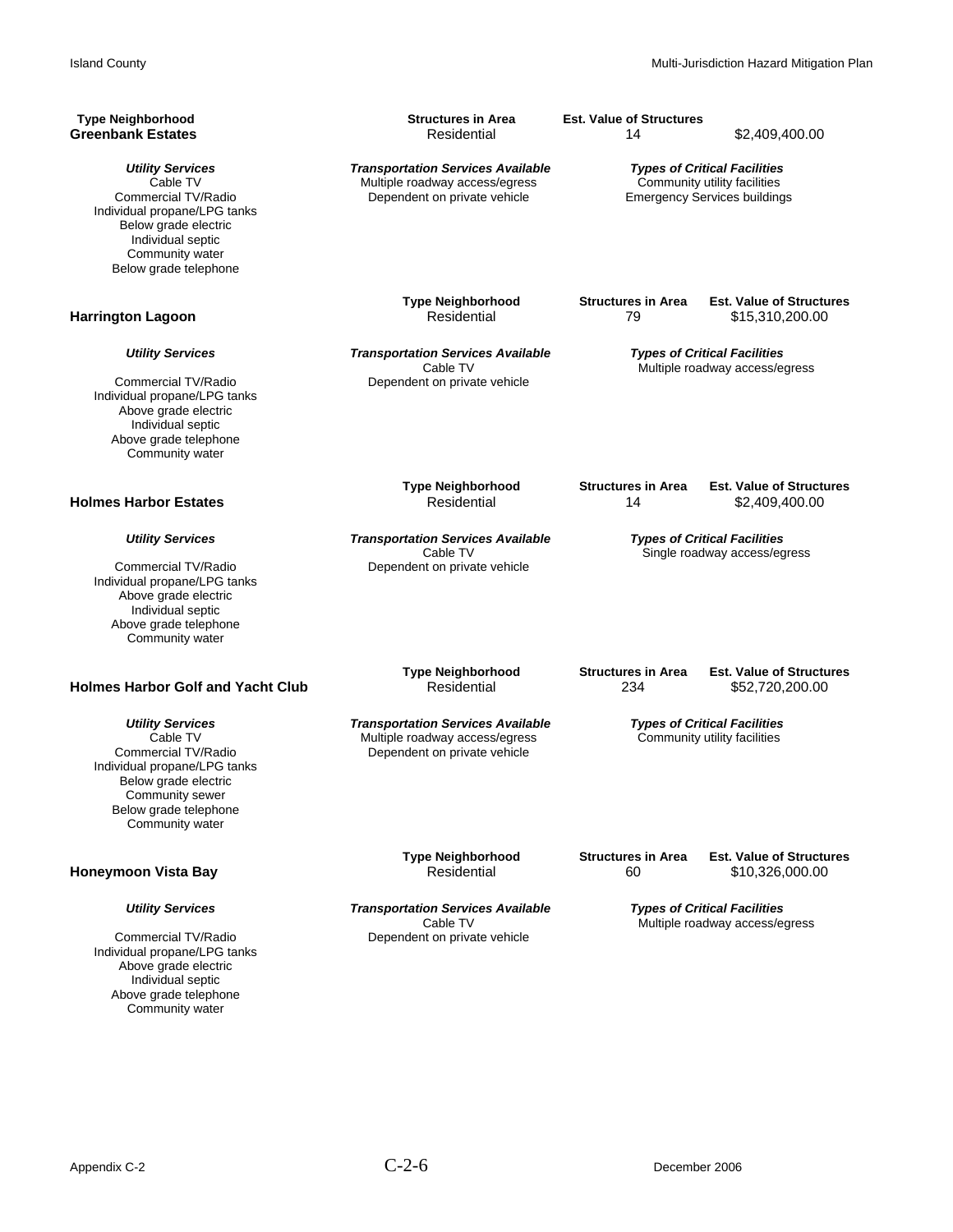### Greenbank Estates

| Type Neighborhood | Structures in Area | Est. Value of Structures |
|---|---|---|
| Residential | 14 | $2,409,400.00 |

***Utility Services***
Cable TV
Commercial TV/Radio
Individual propane/LPG tanks
Below grade electric
Individual septic
Community water
Below grade telephone

***Transportation Services Available***
Multiple roadway access/egress
Dependent on private vehicle

***Types of Critical Facilities***
Community utility facilities
Emergency Services buildings

### Harrington Lagoon

| Type Neighborhood | Structures in Area | Est. Value of Structures |
|---|---|---|
| Residential | 79 | $15,310,200.00 |

***Utility Services***
Commercial TV/Radio
Individual propane/LPG tanks
Above grade electric
Individual septic
Above grade telephone
Community water

***Transportation Services Available***
Cable TV
Dependent on private vehicle

***Types of Critical Facilities***
Multiple roadway access/egress

### Holmes Harbor Estates

| Type Neighborhood | Structures in Area | Est. Value of Structures |
|---|---|---|
| Residential | 14 | $2,409,400.00 |

***Utility Services***
Commercial TV/Radio
Individual propane/LPG tanks
Above grade electric
Individual septic
Above grade telephone
Community water

***Transportation Services Available***
Cable TV
Dependent on private vehicle

***Types of Critical Facilities***
Single roadway access/egress

### Holmes Harbor Golf and Yacht Club

| Type Neighborhood | Structures in Area | Est. Value of Structures |
|---|---|---|
| Residential | 234 | $52,720,200.00 |

***Utility Services***
Cable TV
Commercial TV/Radio
Individual propane/LPG tanks
Below grade electric
Community sewer
Below grade telephone
Community water

***Transportation Services Available***
Multiple roadway access/egress
Dependent on private vehicle

***Types of Critical Facilities***
Community utility facilities

### Honeymoon Vista Bay

| Type Neighborhood | Structures in Area | Est. Value of Structures |
|---|---|---|
| Residential | 60 | $10,326,000.00 |

***Utility Services***
Commercial TV/Radio
Individual propane/LPG tanks
Above grade electric
Individual septic
Above grade telephone
Community water

***Transportation Services Available***
Cable TV
Dependent on private vehicle

***Types of Critical Facilities***
Multiple roadway access/egress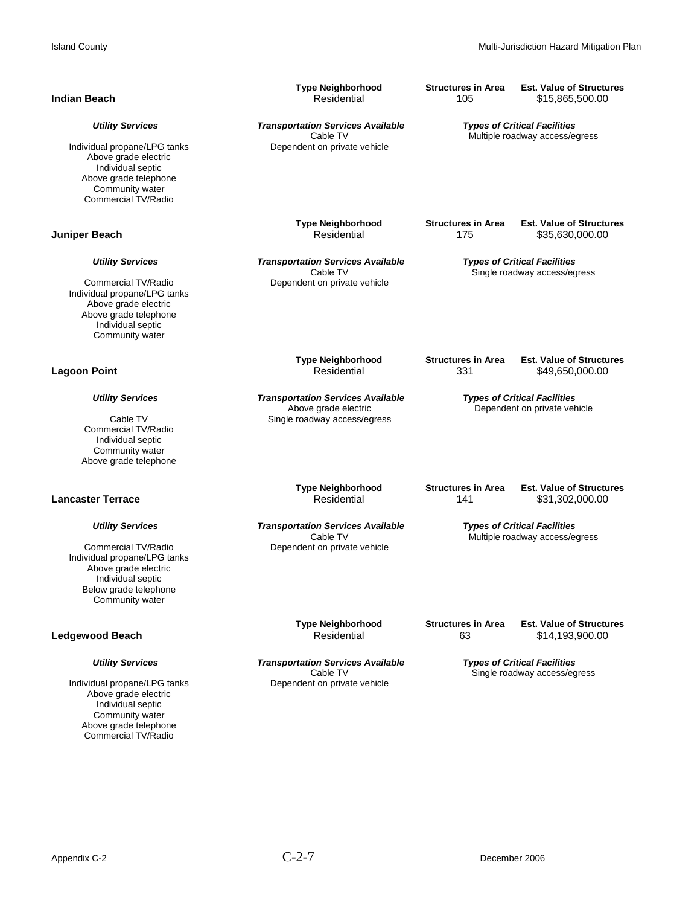### Indian Beach

| Type Neighborhood | Structures in Area | Est. Value of Structures |
|---|---|---|
| Residential | 105 | $15,865,500.00 |

| *Utility Services* | *Transportation Services Available* | *Types of Critical Facilities* |
|---|---|---|
| Individual propane/LPG tanks | Cable TV | Multiple roadway access/egress |
| Above grade electric | Dependent on private vehicle | |
| Individual septic | | |
| Above grade telephone | | |
| Community water | | |
| Commercial TV/Radio | | |

### Juniper Beach

| Type Neighborhood | Structures in Area | Est. Value of Structures |
|---|---|---|
| Residential | 175 | $35,630,000.00 |

| *Utility Services* | *Transportation Services Available* | *Types of Critical Facilities* |
|---|---|---|
| Commercial TV/Radio | Cable TV | Single roadway access/egress |
| Individual propane/LPG tanks | Dependent on private vehicle | |
| Above grade electric | | |
| Above grade telephone | | |
| Individual septic | | |
| Community water | | |

### Lagoon Point

| Type Neighborhood | Structures in Area | Est. Value of Structures |
|---|---|---|
| Residential | 331 | $49,650,000.00 |

| *Utility Services* | *Transportation Services Available* | *Types of Critical Facilities* |
|---|---|---|
| Cable TV | Above grade electric | Dependent on private vehicle |
| Commercial TV/Radio | Single roadway access/egress | |
| Individual septic | | |
| Community water | | |
| Above grade telephone | | |

### Lancaster Terrace

| Type Neighborhood | Structures in Area | Est. Value of Structures |
|---|---|---|
| Residential | 141 | $31,302,000.00 |

| *Utility Services* | *Transportation Services Available* | *Types of Critical Facilities* |
|---|---|---|
| Commercial TV/Radio | Cable TV | Multiple roadway access/egress |
| Individual propane/LPG tanks | Dependent on private vehicle | |
| Above grade electric | | |
| Individual septic | | |
| Below grade telephone | | |
| Community water | | |

### Ledgewood Beach

| Type Neighborhood | Structures in Area | Est. Value of Structures |
|---|---|---|
| Residential | 63 | $14,193,900.00 |

| *Utility Services* | *Transportation Services Available* | *Types of Critical Facilities* |
|---|---|---|
| Individual propane/LPG tanks | Cable TV | Single roadway access/egress |
| Above grade electric | Dependent on private vehicle | |
| Individual septic | | |
| Community water | | |
| Above grade telephone | | |
| Commercial TV/Radio | | |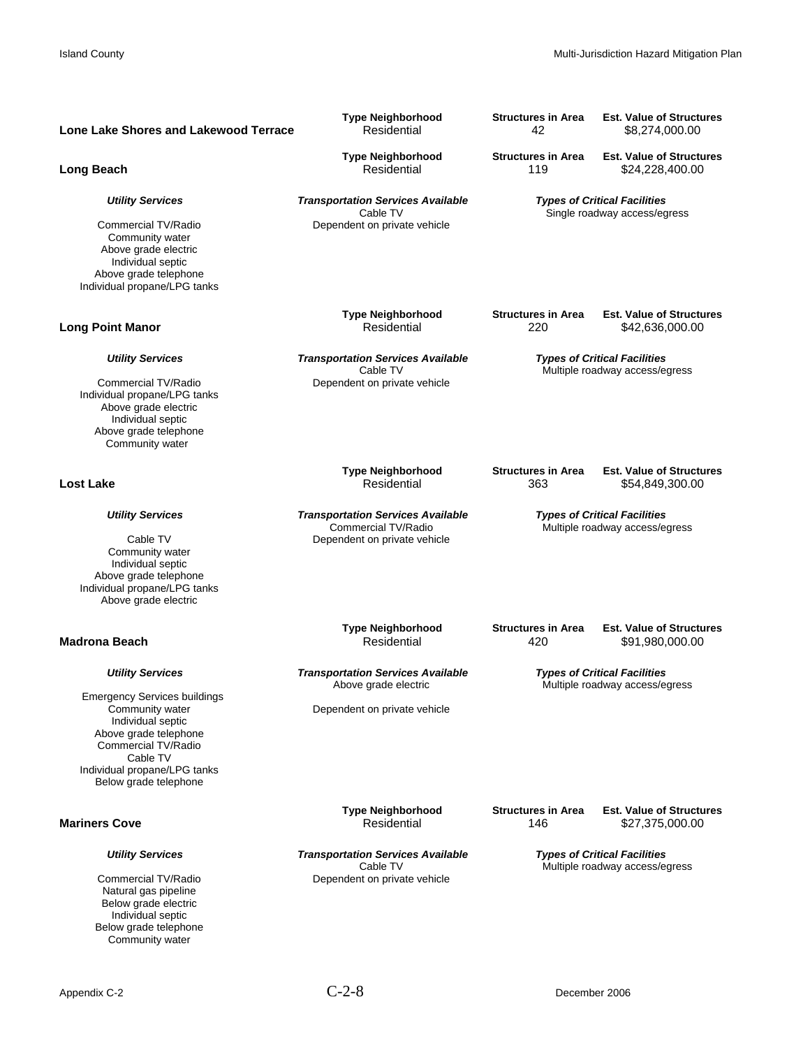**Lone Lake Shores and Lakewood Terrace**

| Type Neighborhood | Structures in Area | Est. Value of Structures |
|---|---|---|
| Residential | 42 | $8,274,000.00 |

**Long Beach**

| Type Neighborhood | Structures in Area | Est. Value of Structures |
|---|---|---|
| Residential | 119 | $24,228,400.00 |

| *Utility Services* | *Transportation Services Available* | *Types of Critical Facilities* |
|---|---|---|
| Commercial TV/Radio | Cable TV | Single roadway access/egress |
| Community water | Dependent on private vehicle | |
| Above grade electric | | |
| Individual septic | | |
| Above grade telephone | | |
| Individual propane/LPG tanks | | |

**Long Point Manor**

| Type Neighborhood | Structures in Area | Est. Value of Structures |
|---|---|---|
| Residential | 220 | $42,636,000.00 |

| *Utility Services* | *Transportation Services Available* | *Types of Critical Facilities* |
|---|---|---|
| Commercial TV/Radio | Cable TV | Multiple roadway access/egress |
| Individual propane/LPG tanks | Dependent on private vehicle | |
| Above grade electric | | |
| Individual septic | | |
| Above grade telephone | | |
| Community water | | |

**Lost Lake**

| Type Neighborhood | Structures in Area | Est. Value of Structures |
|---|---|---|
| Residential | 363 | $54,849,300.00 |

| *Utility Services* | *Transportation Services Available* | *Types of Critical Facilities* |
|---|---|---|
| Cable TV | Commercial TV/Radio | Multiple roadway access/egress |
| Community water | Dependent on private vehicle | |
| Individual septic | | |
| Above grade telephone | | |
| Individual propane/LPG tanks | | |
| Above grade electric | | |

**Madrona Beach**

| Type Neighborhood | Structures in Area | Est. Value of Structures |
|---|---|---|
| Residential | 420 | $91,980,000.00 |

| *Utility Services* | *Transportation Services Available* | *Types of Critical Facilities* |
|---|---|---|
| Emergency Services buildings | Above grade electric | Multiple roadway access/egress |
| Community water | Dependent on private vehicle | |
| Individual septic | | |
| Above grade telephone | | |
| Commercial TV/Radio | | |
| Cable TV | | |
| Individual propane/LPG tanks | | |
| Below grade telephone | | |

**Mariners Cove**

| Type Neighborhood | Structures in Area | Est. Value of Structures |
|---|---|---|
| Residential | 146 | $27,375,000.00 |

| *Utility Services* | *Transportation Services Available* | *Types of Critical Facilities* |
|---|---|---|
| Commercial TV/Radio | Cable TV | Multiple roadway access/egress |
| Natural gas pipeline | Dependent on private vehicle | |
| Below grade electric | | |
| Individual septic | | |
| Below grade telephone | | |
| Community water | | |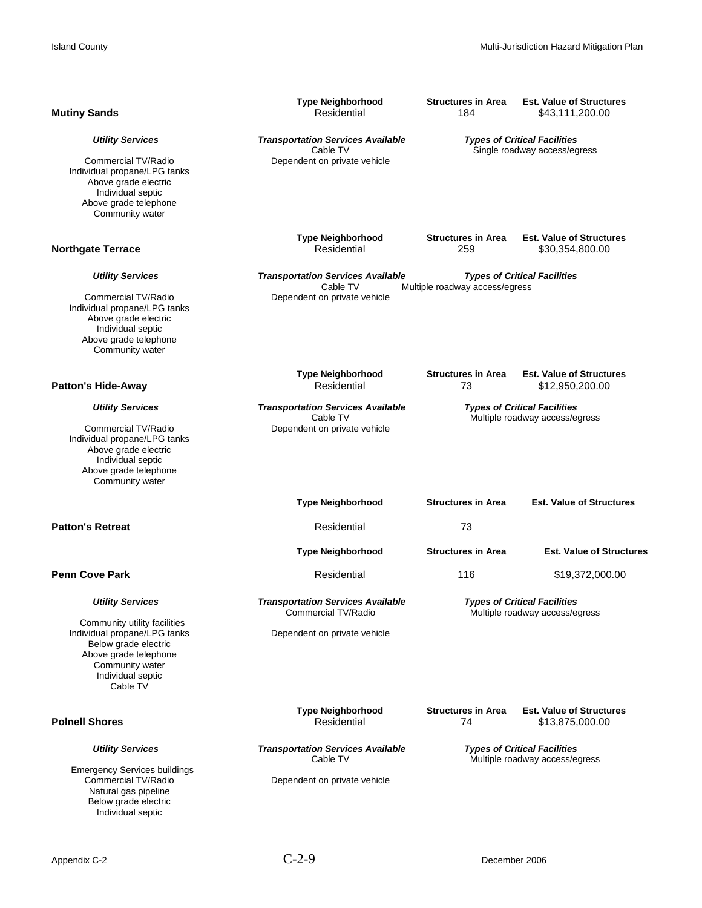## Mutiny Sands

| Type Neighborhood | Structures in Area | Est. Value of Structures |
|---|---|---|
| Residential | 184 | $43,111,200.00 |

| *Utility Services* | *Transportation Services Available* | *Types of Critical Facilities* |
|---|---|---|
| | Cable TV | Single roadway access/egress |
| Commercial TV/Radio | Dependent on private vehicle | |
| Individual propane/LPG tanks | | |
| Above grade electric | | |
| Individual septic | | |
| Above grade telephone | | |
| Community water | | |

## Northgate Terrace

| Type Neighborhood | Structures in Area | Est. Value of Structures |
|---|---|---|
| Residential | 259 | $30,354,800.00 |

| *Utility Services* | *Transportation Services Available* | *Types of Critical Facilities* |
|---|---|---|
| | Cable TV | Multiple roadway access/egress |
| Commercial TV/Radio | Dependent on private vehicle | |
| Individual propane/LPG tanks | | |
| Above grade electric | | |
| Individual septic | | |
| Above grade telephone | | |
| Community water | | |

## Patton's Hide-Away

| Type Neighborhood | Structures in Area | Est. Value of Structures |
|---|---|---|
| Residential | 73 | $12,950,200.00 |

| *Utility Services* | *Transportation Services Available* | *Types of Critical Facilities* |
|---|---|---|
| | Cable TV | Multiple roadway access/egress |
| Commercial TV/Radio | Dependent on private vehicle | |
| Individual propane/LPG tanks | | |
| Above grade electric | | |
| Individual septic | | |
| Above grade telephone | | |
| Community water | | |

## Patton's Retreat

| Type Neighborhood | Structures in Area | Est. Value of Structures |
|---|---|---|
| Residential | 73 | |

## Penn Cove Park

| Type Neighborhood | Structures in Area | Est. Value of Structures |
|---|---|---|
| Residential | 116 | $19,372,000.00 |

| *Utility Services* | *Transportation Services Available* | *Types of Critical Facilities* |
|---|---|---|
| | Commercial TV/Radio | Multiple roadway access/egress |
| Community utility facilities | | |
| Individual propane/LPG tanks | Dependent on private vehicle | |
| Below grade electric | | |
| Above grade telephone | | |
| Community water | | |
| Individual septic | | |
| Cable TV | | |

## Polnell Shores

| Type Neighborhood | Structures in Area | Est. Value of Structures |
|---|---|---|
| Residential | 74 | $13,875,000.00 |

| *Utility Services* | *Transportation Services Available* | *Types of Critical Facilities* |
|---|---|---|
| | Cable TV | Multiple roadway access/egress |
| Emergency Services buildings | | |
| Commercial TV/Radio | Dependent on private vehicle | |
| Natural gas pipeline | | |
| Below grade electric | | |
| Individual septic | | |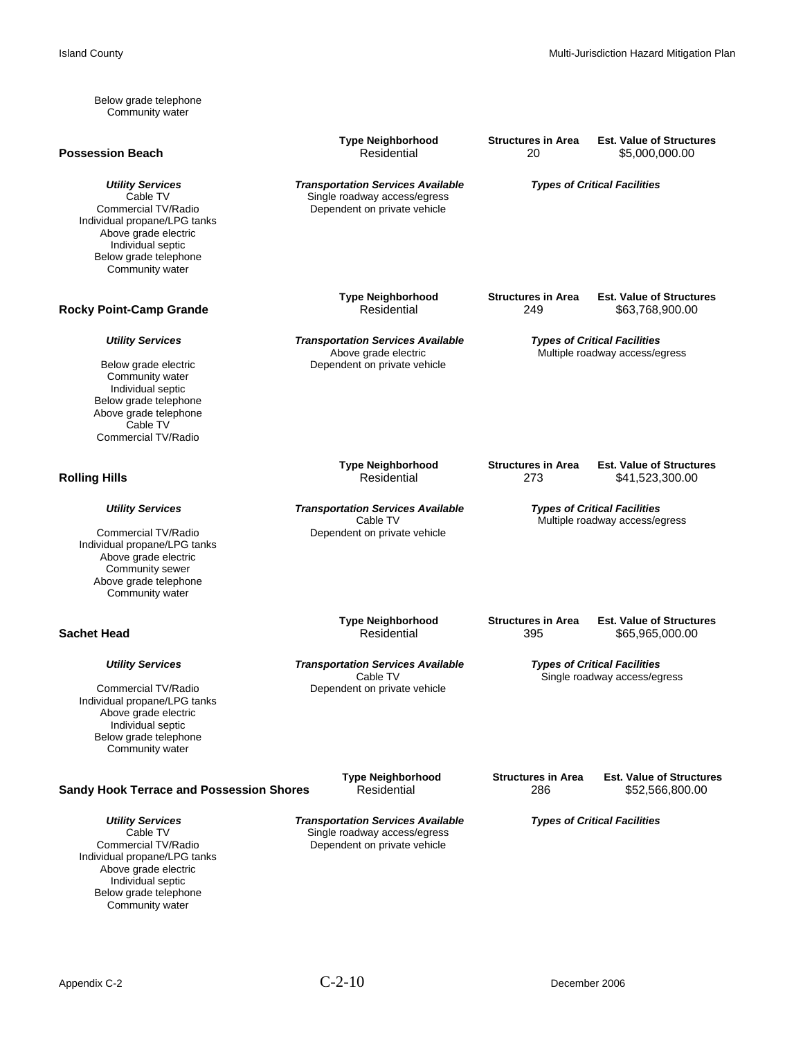Below grade telephone
Community water

## Possession Beach

| Type Neighborhood | Structures in Area | Est. Value of Structures |
|---|---|---|
| Residential | 20 | $5,000,000.00 |

| *Utility Services* | *Transportation Services Available* | *Types of Critical Facilities* |
|---|---|---|
| Cable TV | Single roadway access/egress | |
| Commercial TV/Radio | Dependent on private vehicle | |
| Individual propane/LPG tanks | | |
| Above grade electric | | |
| Individual septic | | |
| Below grade telephone | | |
| Community water | | |

## Rocky Point-Camp Grande

| Type Neighborhood | Structures in Area | Est. Value of Structures |
|---|---|---|
| Residential | 249 | $63,768,900.00 |

| *Utility Services* | *Transportation Services Available* | *Types of Critical Facilities* |
|---|---|---|
| | Above grade electric | Multiple roadway access/egress |
| Below grade electric | Dependent on private vehicle | |
| Community water | | |
| Individual septic | | |
| Below grade telephone | | |
| Above grade telephone | | |
| Cable TV | | |
| Commercial TV/Radio | | |

## Rolling Hills

| Type Neighborhood | Structures in Area | Est. Value of Structures |
|---|---|---|
| Residential | 273 | $41,523,300.00 |

| *Utility Services* | *Transportation Services Available* | *Types of Critical Facilities* |
|---|---|---|
| | Cable TV | Multiple roadway access/egress |
| Commercial TV/Radio | Dependent on private vehicle | |
| Individual propane/LPG tanks | | |
| Above grade electric | | |
| Community sewer | | |
| Above grade telephone | | |
| Community water | | |

## Sachet Head

| Type Neighborhood | Structures in Area | Est. Value of Structures |
|---|---|---|
| Residential | 395 | $65,965,000.00 |

| *Utility Services* | *Transportation Services Available* | *Types of Critical Facilities* |
|---|---|---|
| | Cable TV | Single roadway access/egress |
| Commercial TV/Radio | Dependent on private vehicle | |
| Individual propane/LPG tanks | | |
| Above grade electric | | |
| Individual septic | | |
| Below grade telephone | | |
| Community water | | |

## Sandy Hook Terrace and Possession Shores

| Type Neighborhood | Structures in Area | Est. Value of Structures |
|---|---|---|
| Residential | 286 | $52,566,800.00 |

| *Utility Services* | *Transportation Services Available* | *Types of Critical Facilities* |
|---|---|---|
| Cable TV | Single roadway access/egress | |
| Commercial TV/Radio | Dependent on private vehicle | |
| Individual propane/LPG tanks | | |
| Above grade electric | | |
| Individual septic | | |
| Below grade telephone | | |
| Community water | | |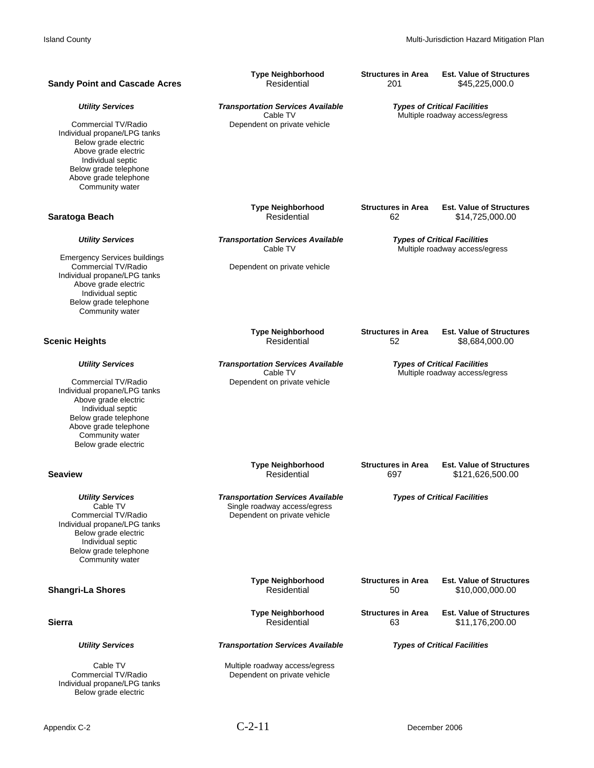**Sandy Point and Cascade Acres**

| Type Neighborhood | Structures in Area | Est. Value of Structures |
|---|---|---|
| Residential | 201 | $45,225,000.0 |

| *Utility Services* | *Transportation Services Available* | *Types of Critical Facilities* |
|---|---|---|
| Commercial TV/Radio<br>Individual propane/LPG tanks<br>Below grade electric<br>Above grade electric<br>Individual septic<br>Below grade telephone<br>Above grade telephone<br>Community water | Cable TV<br>Dependent on private vehicle | Multiple roadway access/egress |

**Saratoga Beach**

| Type Neighborhood | Structures in Area | Est. Value of Structures |
|---|---|---|
| Residential | 62 | $14,725,000.00 |

| *Utility Services* | *Transportation Services Available* | *Types of Critical Facilities* |
|---|---|---|
| Emergency Services buildings<br>Commercial TV/Radio<br>Individual propane/LPG tanks<br>Above grade electric<br>Individual septic<br>Below grade telephone<br>Community water | Cable TV<br>Dependent on private vehicle | Multiple roadway access/egress |

**Scenic Heights**

| Type Neighborhood | Structures in Area | Est. Value of Structures |
|---|---|---|
| Residential | 52 | $8,684,000.00 |

| *Utility Services* | *Transportation Services Available* | *Types of Critical Facilities* |
|---|---|---|
| Commercial TV/Radio<br>Individual propane/LPG tanks<br>Above grade electric<br>Individual septic<br>Below grade telephone<br>Above grade telephone<br>Community water<br>Below grade electric | Cable TV<br>Dependent on private vehicle | Multiple roadway access/egress |

**Seaview**

| Type Neighborhood | Structures in Area | Est. Value of Structures |
|---|---|---|
| Residential | 697 | $121,626,500.00 |

| *Utility Services* | *Transportation Services Available* | *Types of Critical Facilities* |
|---|---|---|
| Cable TV<br>Commercial TV/Radio<br>Individual propane/LPG tanks<br>Below grade electric<br>Individual septic<br>Below grade telephone<br>Community water | Single roadway access/egress<br>Dependent on private vehicle | |

**Shangri-La Shores**

| Type Neighborhood | Structures in Area | Est. Value of Structures |
|---|---|---|
| Residential | 50 | $10,000,000.00 |

**Sierra**

| Type Neighborhood | Structures in Area | Est. Value of Structures |
|---|---|---|
| Residential | 63 | $11,176,200.00 |

| *Utility Services* | *Transportation Services Available* | *Types of Critical Facilities* |
|---|---|---|
| Cable TV<br>Commercial TV/Radio<br>Individual propane/LPG tanks<br>Below grade electric | Multiple roadway access/egress<br>Dependent on private vehicle | |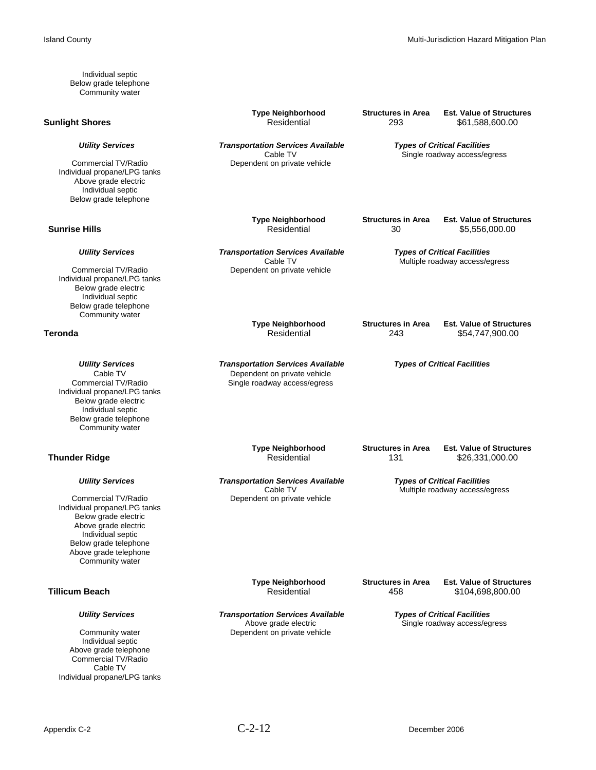Individual septic
Below grade telephone
Community water

**Sunlight Shores**

| Type Neighborhood | Structures in Area | Est. Value of Structures |
|---|---|---|
| Residential | 293 | $61,588,600.00 |

| *Utility Services* | *Transportation Services Available* | *Types of Critical Facilities* |
|---|---|---|
| Commercial TV/Radio<br>Individual propane/LPG tanks<br>Above grade electric<br>Individual septic<br>Below grade telephone | Cable TV<br>Dependent on private vehicle | Single roadway access/egress |

**Sunrise Hills**

| Type Neighborhood | Structures in Area | Est. Value of Structures |
|---|---|---|
| Residential | 30 | $5,556,000.00 |

| *Utility Services* | *Transportation Services Available* | *Types of Critical Facilities* |
|---|---|---|
| Commercial TV/Radio<br>Individual propane/LPG tanks<br>Below grade electric<br>Individual septic<br>Below grade telephone<br>Community water | Cable TV<br>Dependent on private vehicle | Multiple roadway access/egress |

**Teronda**

| Type Neighborhood | Structures in Area | Est. Value of Structures |
|---|---|---|
| Residential | 243 | $54,747,900.00 |

| *Utility Services* | *Transportation Services Available* | *Types of Critical Facilities* |
|---|---|---|
| Cable TV<br>Commercial TV/Radio<br>Individual propane/LPG tanks<br>Below grade electric<br>Individual septic<br>Below grade telephone<br>Community water | Dependent on private vehicle<br>Single roadway access/egress | |

**Thunder Ridge**

| Type Neighborhood | Structures in Area | Est. Value of Structures |
|---|---|---|
| Residential | 131 | $26,331,000.00 |

| *Utility Services* | *Transportation Services Available* | *Types of Critical Facilities* |
|---|---|---|
| Commercial TV/Radio<br>Individual propane/LPG tanks<br>Below grade electric<br>Above grade electric<br>Individual septic<br>Below grade telephone<br>Above grade telephone<br>Community water | Cable TV<br>Dependent on private vehicle | Multiple roadway access/egress |

**Tillicum Beach**

| Type Neighborhood | Structures in Area | Est. Value of Structures |
|---|---|---|
| Residential | 458 | $104,698,800.00 |

| *Utility Services* | *Transportation Services Available* | *Types of Critical Facilities* |
|---|---|---|
| Community water<br>Individual septic<br>Above grade telephone<br>Commercial TV/Radio<br>Cable TV<br>Individual propane/LPG tanks | Above grade electric<br>Dependent on private vehicle | Single roadway access/egress |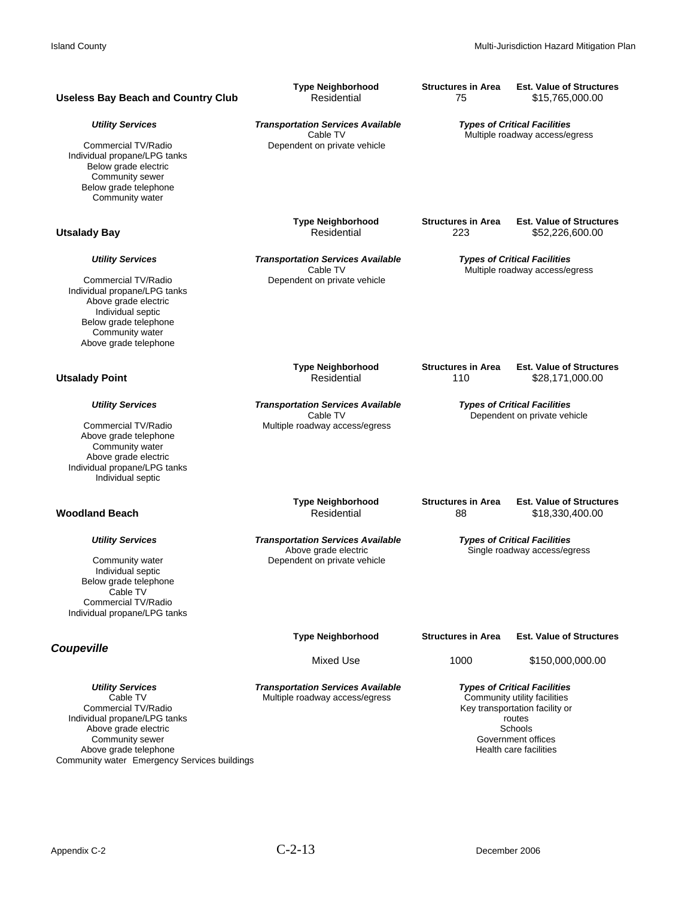**Useless Bay Beach and Country Club**

| Type Neighborhood | Structures in Area | Est. Value of Structures |
|---|---|---|
| Residential | 75 | $15,765,000.00 |

| *Utility Services* | *Transportation Services Available* | *Types of Critical Facilities* |
|---|---|---|
| Commercial TV/Radio | Cable TV | Multiple roadway access/egress |
| Individual propane/LPG tanks | Dependent on private vehicle | |
| Below grade electric | | |
| Community sewer | | |
| Below grade telephone | | |
| Community water | | |

**Utsalady Bay**

| Type Neighborhood | Structures in Area | Est. Value of Structures |
|---|---|---|
| Residential | 223 | $52,226,600.00 |

| *Utility Services* | *Transportation Services Available* | *Types of Critical Facilities* |
|---|---|---|
| Commercial TV/Radio | Cable TV | Multiple roadway access/egress |
| Individual propane/LPG tanks | Dependent on private vehicle | |
| Above grade electric | | |
| Individual septic | | |
| Below grade telephone | | |
| Community water | | |
| Above grade telephone | | |

**Utsalady Point**

| Type Neighborhood | Structures in Area | Est. Value of Structures |
|---|---|---|
| Residential | 110 | $28,171,000.00 |

| *Utility Services* | *Transportation Services Available* | *Types of Critical Facilities* |
|---|---|---|
| Commercial TV/Radio | Cable TV | Dependent on private vehicle |
| Above grade telephone | Multiple roadway access/egress | |
| Community water | | |
| Above grade electric | | |
| Individual propane/LPG tanks | | |
| Individual septic | | |

**Woodland Beach**

| Type Neighborhood | Structures in Area | Est. Value of Structures |
|---|---|---|
| Residential | 88 | $18,330,400.00 |

| *Utility Services* | *Transportation Services Available* | *Types of Critical Facilities* |
|---|---|---|
| Community water | Above grade electric | Single roadway access/egress |
| Individual septic | Dependent on private vehicle | |
| Below grade telephone | | |
| Cable TV | | |
| Commercial TV/Radio | | |
| Individual propane/LPG tanks | | |

***Coupeville***

| Type Neighborhood | Structures in Area | Est. Value of Structures |
|---|---|---|
| Mixed Use | 1000 | $150,000,000.00 |

| *Utility Services* | *Transportation Services Available* | *Types of Critical Facilities* |
|---|---|---|
| Cable TV | Multiple roadway access/egress | Community utility facilities |
| Commercial TV/Radio | | Key transportation facility or routes |
| Individual propane/LPG tanks | | Schools |
| Above grade electric | | Government offices |
| Community sewer | | Health care facilities |
| Above grade telephone | | |
| Community water | | |
| Emergency Services buildings | | |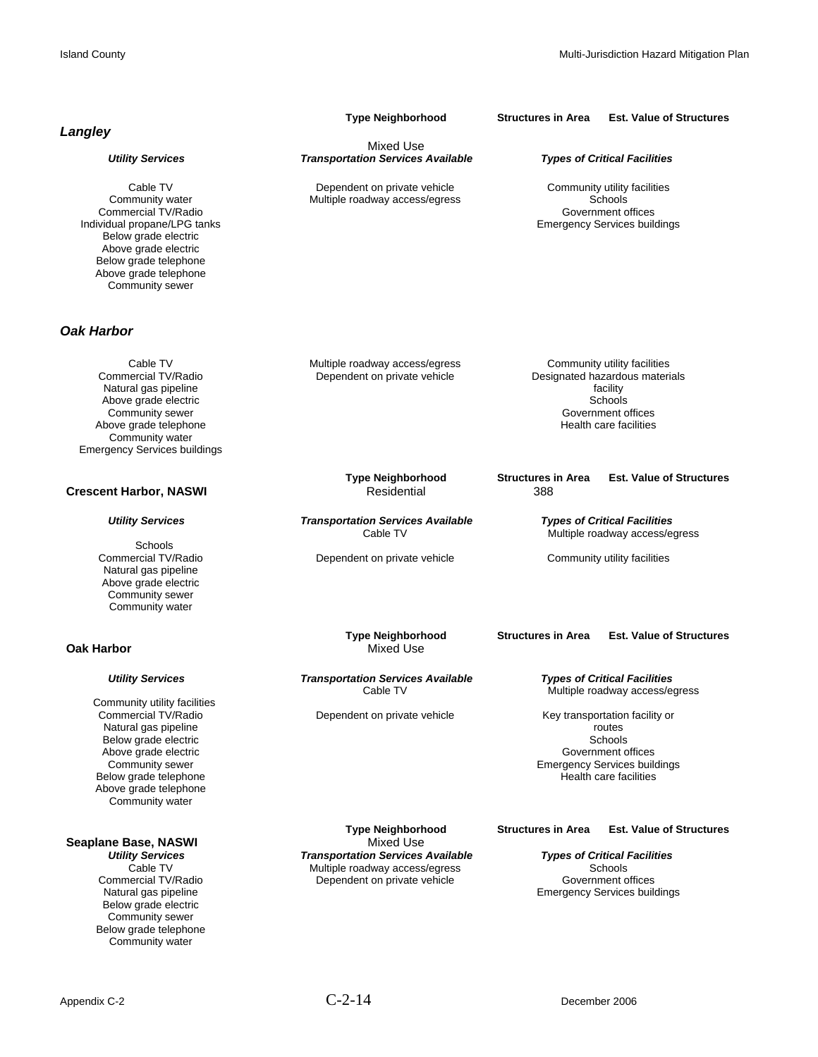### *Langley*

| Type Neighborhood | Structures in Area | Est. Value of Structures |
|---|---|---|
| Mixed Use | | |

| *Utility Services* | *Transportation Services Available* | *Types of Critical Facilities* |
|---|---|---|
| Cable TV<br>Community water<br>Commercial TV/Radio<br>Individual propane/LPG tanks<br>Below grade electric<br>Above grade electric<br>Below grade telephone<br>Above grade telephone<br>Community sewer | Dependent on private vehicle<br>Multiple roadway access/egress | Community utility facilities<br>Schools<br>Government offices<br>Emergency Services buildings |

### *Oak Harbor*

| | | |
|---|---|---|
| Cable TV<br>Commercial TV/Radio<br>Natural gas pipeline<br>Above grade electric<br>Community sewer<br>Above grade telephone<br>Community water<br>Emergency Services buildings | Multiple roadway access/egress<br>Dependent on private vehicle | Community utility facilities<br>Designated hazardous materials facility<br>Schools<br>Government offices<br>Health care facilities |

### Crescent Harbor, NASWI

| Type Neighborhood | Structures in Area | Est. Value of Structures |
|---|---|---|
| Residential | 388 | |

| *Utility Services* | *Transportation Services Available* | *Types of Critical Facilities* |
|---|---|---|
| Schools<br>Commercial TV/Radio<br>Natural gas pipeline<br>Above grade electric<br>Community sewer<br>Community water | Cable TV<br>Dependent on private vehicle | Multiple roadway access/egress<br>Community utility facilities |

### Oak Harbor

| Type Neighborhood | Structures in Area | Est. Value of Structures |
|---|---|---|
| Mixed Use | | |

| *Utility Services* | *Transportation Services Available* | *Types of Critical Facilities* |
|---|---|---|
| Community utility facilities<br>Commercial TV/Radio<br>Natural gas pipeline<br>Below grade electric<br>Above grade electric<br>Community sewer<br>Below grade telephone<br>Above grade telephone<br>Community water | Cable TV<br>Dependent on private vehicle | Multiple roadway access/egress<br>Key transportation facility or routes<br>Schools<br>Government offices<br>Emergency Services buildings<br>Health care facilities |

### Seaplane Base, NASWI

| Type Neighborhood | Structures in Area | Est. Value of Structures |
|---|---|---|
| Mixed Use | | |

| *Utility Services* | *Transportation Services Available* | *Types of Critical Facilities* |
|---|---|---|
| Cable TV<br>Commercial TV/Radio<br>Natural gas pipeline<br>Below grade electric<br>Community sewer<br>Below grade telephone<br>Community water | Multiple roadway access/egress<br>Dependent on private vehicle | Schools<br>Government offices<br>Emergency Services buildings |